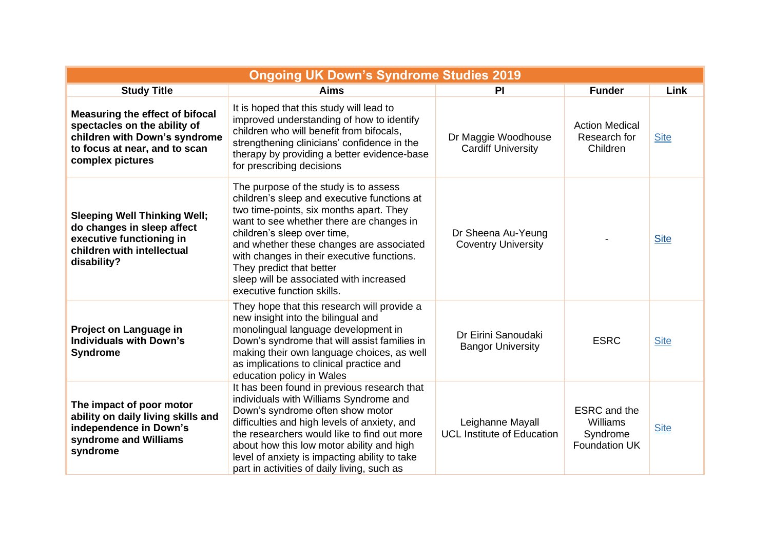| Ongoing UK Down's Syndrome Studies 2019 | | | | |
|---|---|---|---|---|
| **Study Title** | **Aims** | **PI** | **Funder** | **Link** |
| **Measuring the effect of bifocal spectacles on the ability of children with Down's syndrome to focus at near, and to scan complex pictures** | It is hoped that this study will lead to improved understanding of how to identify children who will benefit from bifocals, strengthening clinicians' confidence in the therapy by providing a better evidence-base for prescribing decisions | Dr Maggie Woodhouse Cardiff University | Action Medical Research for Children | Site |
| **Sleeping Well Thinking Well; do changes in sleep affect executive functioning in children with intellectual disability?** | The purpose of the study is to assess children's sleep and executive functions at two time-points, six months apart. They want to see whether there are changes in children's sleep over time, and whether these changes are associated with changes in their executive functions. They predict that better sleep will be associated with increased executive function skills. | Dr Sheena Au-Yeung Coventry University | - | Site |
| **Project on Language in Individuals with Down's Syndrome** | They hope that this research will provide a new insight into the bilingual and monolingual language development in Down's syndrome that will assist families in making their own language choices, as well as implications to clinical practice and education policy in Wales | Dr Eirini Sanoudaki Bangor University | ESRC | Site |
| **The impact of poor motor ability on daily living skills and independence in Down's syndrome and Williams syndrome** | It has been found in previous research that individuals with Williams Syndrome and Down's syndrome often show motor difficulties and high levels of anxiety, and the researchers would like to find out more about how this low motor ability and high level of anxiety is impacting ability to take part in activities of daily living, such as | Leighanne Mayall UCL Institute of Education | ESRC and the Williams Syndrome Foundation UK | Site |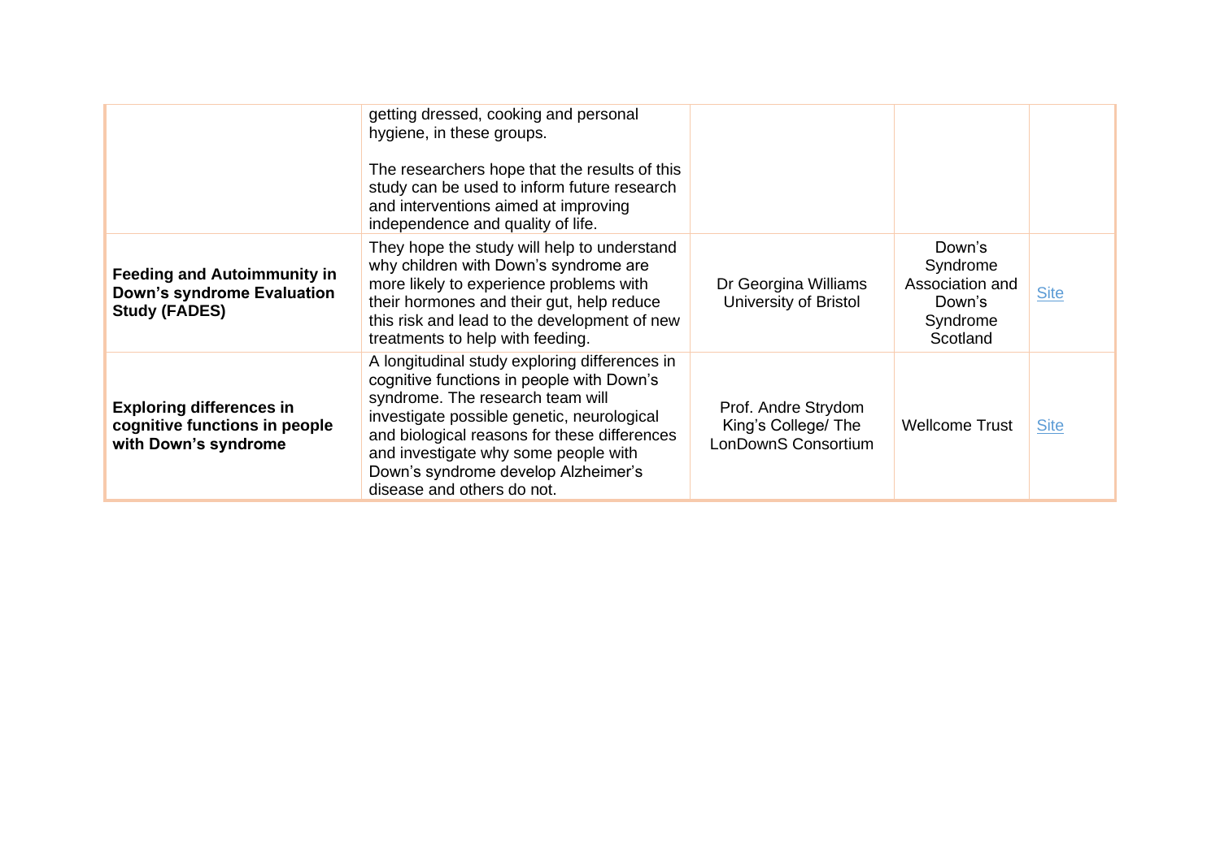| | | | | |
|---|---|---|---|---|
| | getting dressed, cooking and personal hygiene, in these groups.<br><br>The researchers hope that the results of this study can be used to inform future research and interventions aimed at improving independence and quality of life. | | | |
| **Feeding and Autoimmunity in Down's syndrome Evaluation Study (FADES)** | They hope the study will help to understand why children with Down's syndrome are more likely to experience problems with their hormones and their gut, help reduce this risk and lead to the development of new treatments to help with feeding. | Dr Georgina Williams University of Bristol | Down's Syndrome Association and Down's Syndrome Scotland | Site |
| **Exploring differences in cognitive functions in people with Down's syndrome** | A longitudinal study exploring differences in cognitive functions in people with Down's syndrome. The research team will investigate possible genetic, neurological and biological reasons for these differences and investigate why some people with Down's syndrome develop Alzheimer's disease and others do not. | Prof. Andre Strydom King's College/ The LonDownS Consortium | Wellcome Trust | Site |